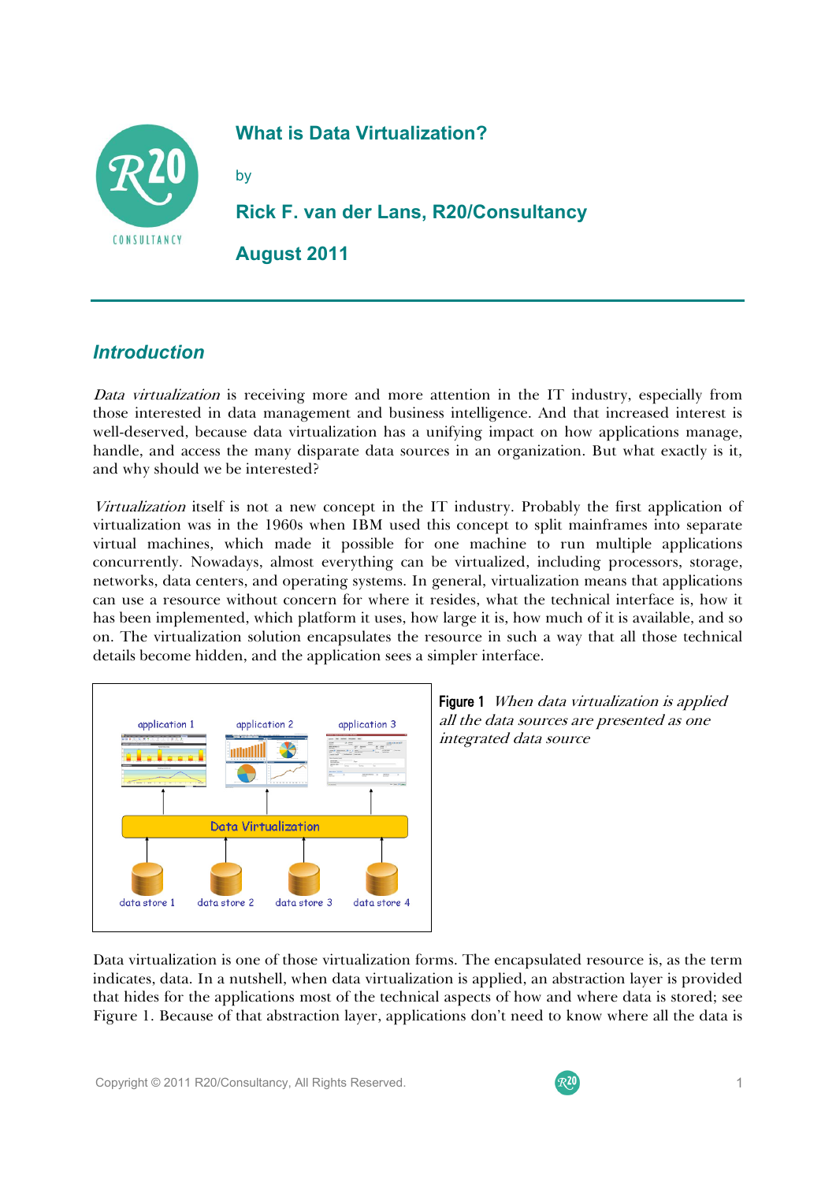# What is Data Virtualization?

by

**Rick F. van der Lans, R20/Consultancy**

**August 2011**

## *Introduction*

*Data virtualization* is receiving more and more attention in the IT industry, especially from those interested in data management and business intelligence. And that increased interest is well-deserved, because data virtualization has a unifying impact on how applications manage, handle, and access the many disparate data sources in an organization. But what exactly is it, and why should we be interested?

*Virtualization* itself is not a new concept in the IT industry. Probably the first application of virtualization was in the 1960s when IBM used this concept to split mainframes into separate virtual machines, which made it possible for one machine to run multiple applications concurrently. Nowadays, almost everything can be virtualized, including processors, storage, networks, data centers, and operating systems. In general, virtualization means that applications can use a resource without concern for where it resides, what the technical interface is, how it has been implemented, which platform it uses, how large it is, how much of it is available, and so on. The virtualization solution encapsulates the resource in such a way that all those technical details become hidden, and the application sees a simpler interface.

**Figure 1** *When data virtualization is applied all the data sources are presented as one integrated data source*

Data virtualization is one of those virtualization forms. The encapsulated resource is, as the term indicates, data. In a nutshell, when data virtualization is applied, an abstraction layer is provided that hides for the applications most of the technical aspects of how and where data is stored; see Figure 1. Because of that abstraction layer, applications don't need to know where all the data is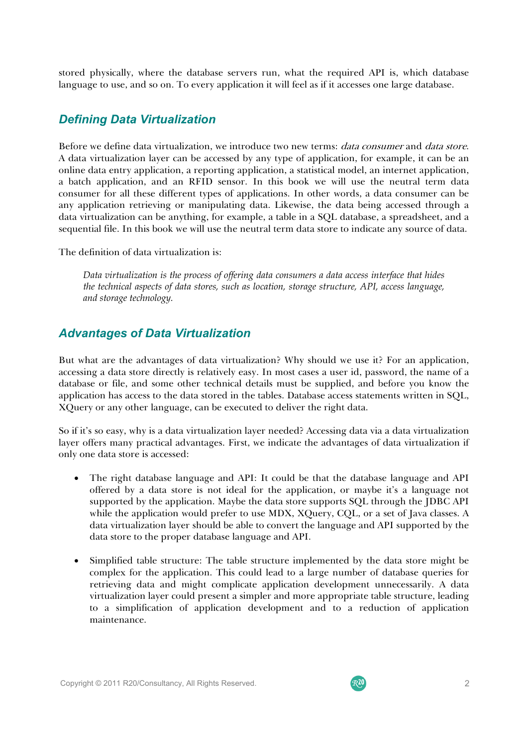stored physically, where the database servers run, what the required API is, which database language to use, and so on. To every application it will feel as if it accesses one large database.

## *Defining Data Virtualization*

Before we define data virtualization, we introduce two new terms: *data consumer* and *data store*. A data virtualization layer can be accessed by any type of application, for example, it can be an online data entry application, a reporting application, a statistical model, an internet application, a batch application, and an RFID sensor. In this book we will use the neutral term data consumer for all these different types of applications. In other words, a data consumer can be any application retrieving or manipulating data. Likewise, the data being accessed through a data virtualization can be anything, for example, a table in a SQL database, a spreadsheet, and a sequential file. In this book we will use the neutral term data store to indicate any source of data.

The definition of data virtualization is:

> *Data virtualization is the process of offering data consumers a data access interface that hides the technical aspects of data stores, such as location, storage structure, API, access language, and storage technology.*

## *Advantages of Data Virtualization*

But what are the advantages of data virtualization? Why should we use it? For an application, accessing a data store directly is relatively easy. In most cases a user id, password, the name of a database or file, and some other technical details must be supplied, and before you know the application has access to the data stored in the tables. Database access statements written in SQL, XQuery or any other language, can be executed to deliver the right data.

So if it's so easy, why is a data virtualization layer needed? Accessing data via a data virtualization layer offers many practical advantages. First, we indicate the advantages of data virtualization if only one data store is accessed:

- The right database language and API: It could be that the database language and API offered by a data store is not ideal for the application, or maybe it's a language not supported by the application. Maybe the data store supports SQL through the JDBC API while the application would prefer to use MDX, XQuery, CQL, or a set of Java classes. A data virtualization layer should be able to convert the language and API supported by the data store to the proper database language and API.

- Simplified table structure: The table structure implemented by the data store might be complex for the application. This could lead to a large number of database queries for retrieving data and might complicate application development unnecessarily. A data virtualization layer could present a simpler and more appropriate table structure, leading to a simplification of application development and to a reduction of application maintenance.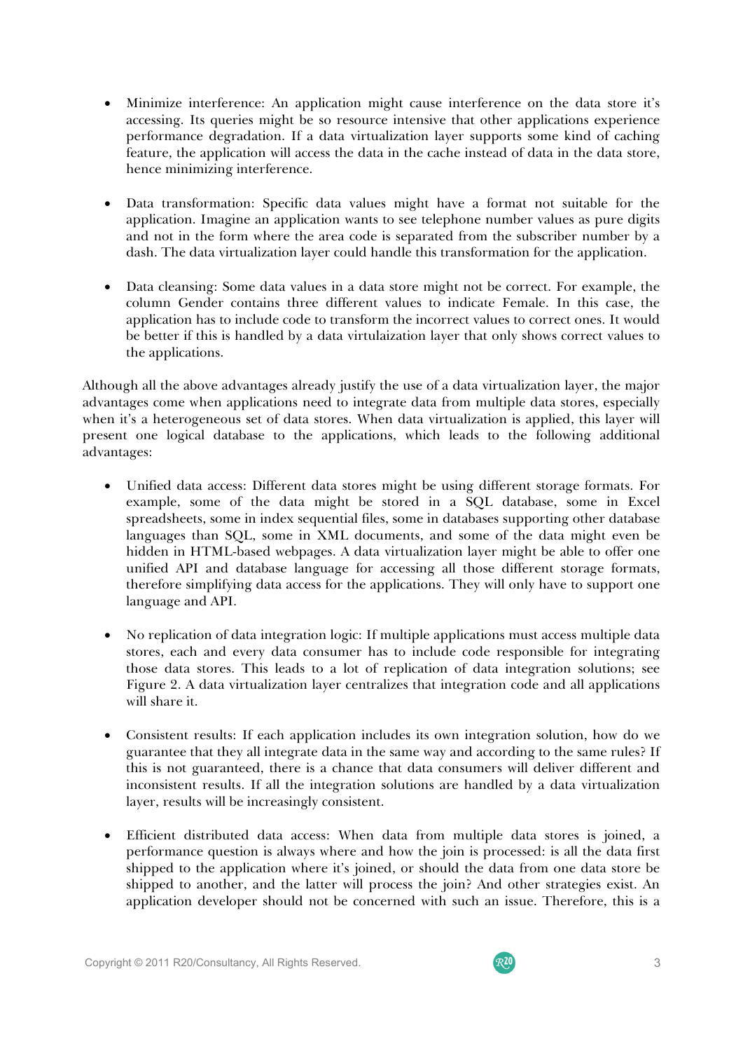- Minimize interference: An application might cause interference on the data store it's accessing. Its queries might be so resource intensive that other applications experience performance degradation. If a data virtualization layer supports some kind of caching feature, the application will access the data in the cache instead of data in the data store, hence minimizing interference.

- Data transformation: Specific data values might have a format not suitable for the application. Imagine an application wants to see telephone number values as pure digits and not in the form where the area code is separated from the subscriber number by a dash. The data virtualization layer could handle this transformation for the application.

- Data cleansing: Some data values in a data store might not be correct. For example, the column Gender contains three different values to indicate Female. In this case, the application has to include code to transform the incorrect values to correct ones. It would be better if this is handled by a data virtulaization layer that only shows correct values to the applications.

Although all the above advantages already justify the use of a data virtualization layer, the major advantages come when applications need to integrate data from multiple data stores, especially when it's a heterogeneous set of data stores. When data virtualization is applied, this layer will present one logical database to the applications, which leads to the following additional advantages:

- Unified data access: Different data stores might be using different storage formats. For example, some of the data might be stored in a SQL database, some in Excel spreadsheets, some in index sequential files, some in databases supporting other database languages than SQL, some in XML documents, and some of the data might even be hidden in HTML-based webpages. A data virtualization layer might be able to offer one unified API and database language for accessing all those different storage formats, therefore simplifying data access for the applications. They will only have to support one language and API.

- No replication of data integration logic: If multiple applications must access multiple data stores, each and every data consumer has to include code responsible for integrating those data stores. This leads to a lot of replication of data integration solutions; see Figure 2. A data virtualization layer centralizes that integration code and all applications will share it.

- Consistent results: If each application includes its own integration solution, how do we guarantee that they all integrate data in the same way and according to the same rules? If this is not guaranteed, there is a chance that data consumers will deliver different and inconsistent results. If all the integration solutions are handled by a data virtualization layer, results will be increasingly consistent.

- Efficient distributed data access: When data from multiple data stores is joined, a performance question is always where and how the join is processed: is all the data first shipped to the application where it's joined, or should the data from one data store be shipped to another, and the latter will process the join? And other strategies exist. An application developer should not be concerned with such an issue. Therefore, this is a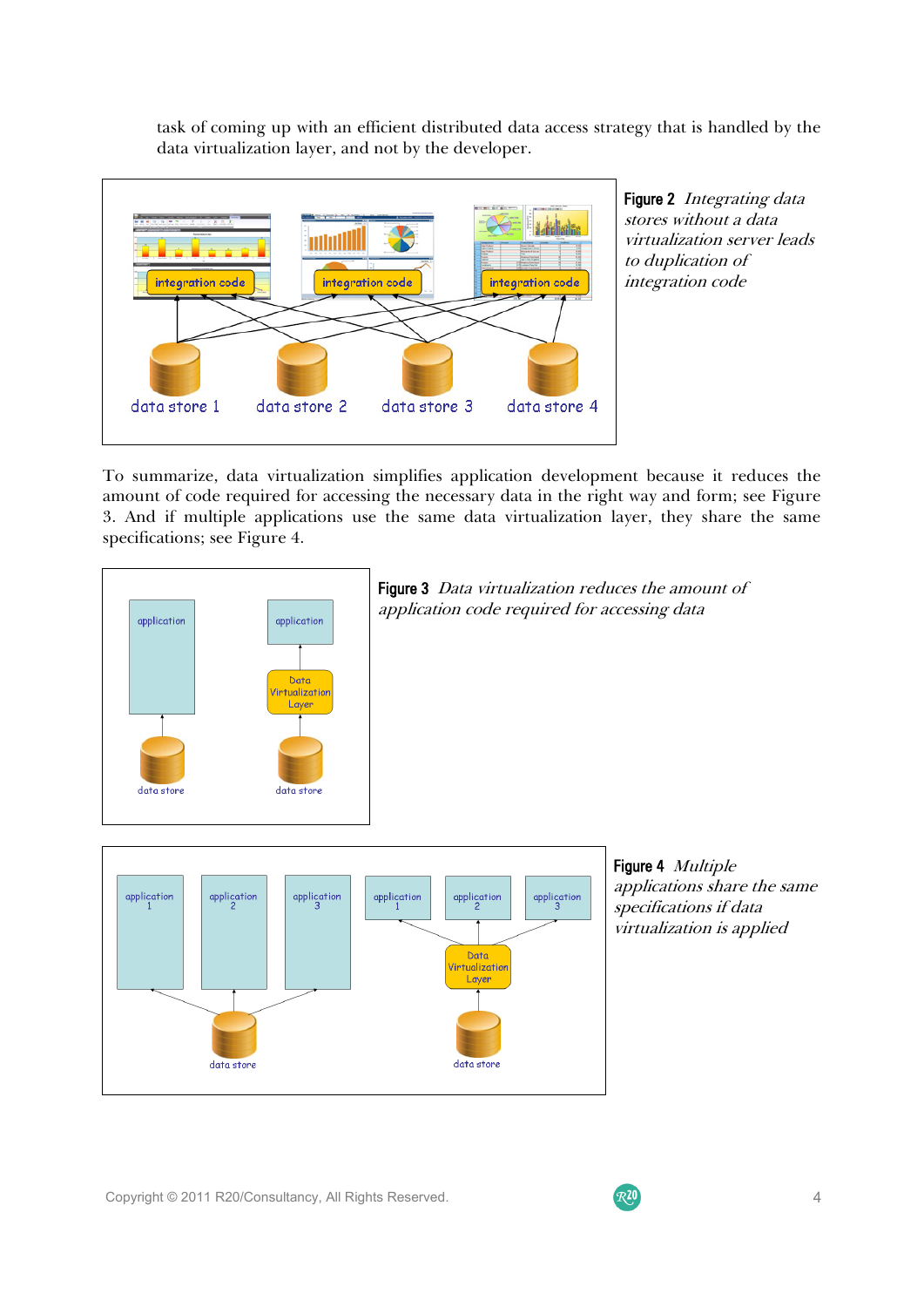task of coming up with an efficient distributed data access strategy that is handled by the data virtualization layer, and not by the developer.

**Figure 2** *Integrating data stores without a data virtualization server leads to duplication of integration code*

To summarize, data virtualization simplifies application development because it reduces the amount of code required for accessing the necessary data in the right way and form; see Figure 3. And if multiple applications use the same data virtualization layer, they share the same specifications; see Figure 4.

**Figure 3** *Data virtualization reduces the amount of application code required for accessing data*

**Figure 4** *Multiple applications share the same specifications if data virtualization is applied*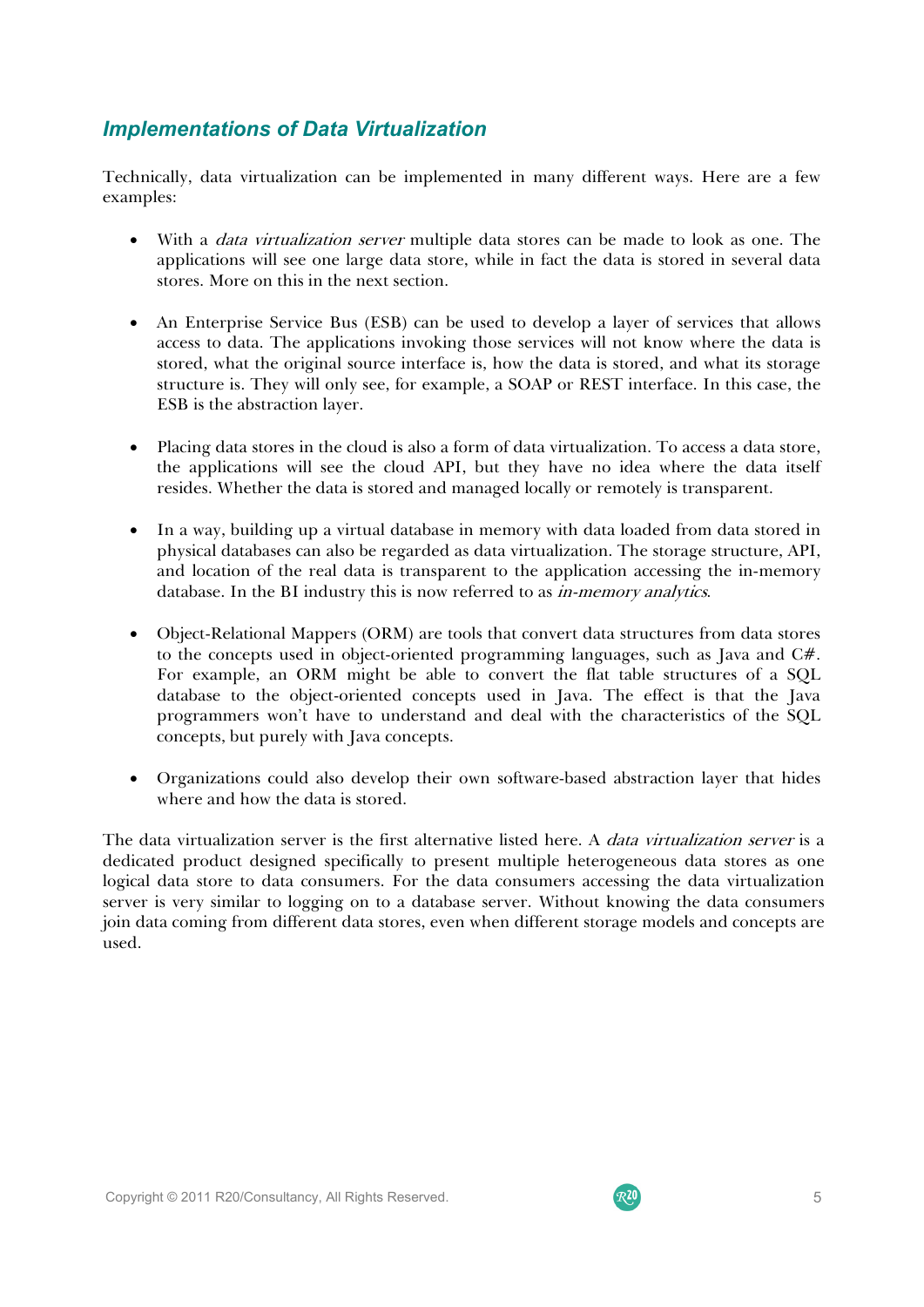## *Implementations of Data Virtualization*

Technically, data virtualization can be implemented in many different ways. Here are a few examples:

- With a *data virtualization server* multiple data stores can be made to look as one. The applications will see one large data store, while in fact the data is stored in several data stores. More on this in the next section.

- An Enterprise Service Bus (ESB) can be used to develop a layer of services that allows access to data. The applications invoking those services will not know where the data is stored, what the original source interface is, how the data is stored, and what its storage structure is. They will only see, for example, a SOAP or REST interface. In this case, the ESB is the abstraction layer.

- Placing data stores in the cloud is also a form of data virtualization. To access a data store, the applications will see the cloud API, but they have no idea where the data itself resides. Whether the data is stored and managed locally or remotely is transparent.

- In a way, building up a virtual database in memory with data loaded from data stored in physical databases can also be regarded as data virtualization. The storage structure, API, and location of the real data is transparent to the application accessing the in-memory database. In the BI industry this is now referred to as *in-memory analytics*.

- Object-Relational Mappers (ORM) are tools that convert data structures from data stores to the concepts used in object-oriented programming languages, such as Java and C#. For example, an ORM might be able to convert the flat table structures of a SQL database to the object-oriented concepts used in Java. The effect is that the Java programmers won't have to understand and deal with the characteristics of the SQL concepts, but purely with Java concepts.

- Organizations could also develop their own software-based abstraction layer that hides where and how the data is stored.

The data virtualization server is the first alternative listed here. A *data virtualization server* is a dedicated product designed specifically to present multiple heterogeneous data stores as one logical data store to data consumers. For the data consumers accessing the data virtualization server is very similar to logging on to a database server. Without knowing the data consumers join data coming from different data stores, even when different storage models and concepts are used.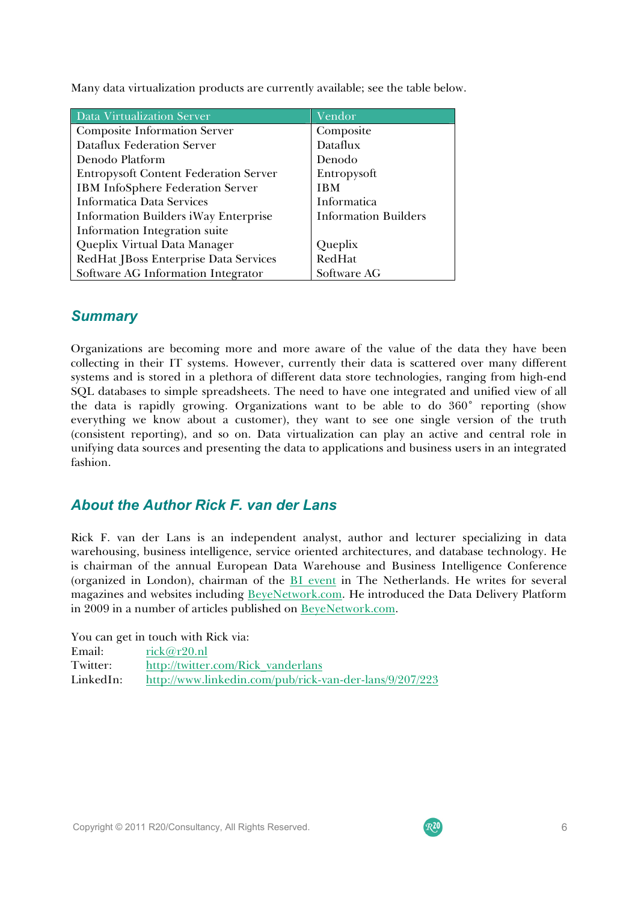Many data virtualization products are currently available; see the table below.

| Data Virtualization Server | Vendor |
|---|---|
| Composite Information Server | Composite |
| Dataflux Federation Server | Dataflux |
| Denodo Platform | Denodo |
| Entropysoft Content Federation Server | Entropysoft |
| IBM InfoSphere Federation Server | IBM |
| Informatica Data Services | Informatica |
| Information Builders iWay Enterprise Information Integration suite | Information Builders |
| Queplix Virtual Data Manager | Queplix |
| RedHat JBoss Enterprise Data Services | RedHat |
| Software AG Information Integrator | Software AG |

## Summary

Organizations are becoming more and more aware of the value of the data they have been collecting in their IT systems. However, currently their data is scattered over many different systems and is stored in a plethora of different data store technologies, ranging from high-end SQL databases to simple spreadsheets. The need to have one integrated and unified view of all the data is rapidly growing. Organizations want to be able to do 360° reporting (show everything we know about a customer), they want to see one single version of the truth (consistent reporting), and so on. Data virtualization can play an active and central role in unifying data sources and presenting the data to applications and business users in an integrated fashion.

## About the Author Rick F. van der Lans

Rick F. van der Lans is an independent analyst, author and lecturer specializing in data warehousing, business intelligence, service oriented architectures, and database technology. He is chairman of the annual European Data Warehouse and Business Intelligence Conference (organized in London), chairman of the BI event in The Netherlands. He writes for several magazines and websites including BeyeNetwork.com. He introduced the Data Delivery Platform in 2009 in a number of articles published on BeyeNetwork.com.

You can get in touch with Rick via:

Email: rick@r20.nl
Twitter: http://twitter.com/Rick_vanderlans
LinkedIn: http://www.linkedin.com/pub/rick-van-der-lans/9/207/223

Copyright © 2011 R20/Consultancy, All Rights Reserved.